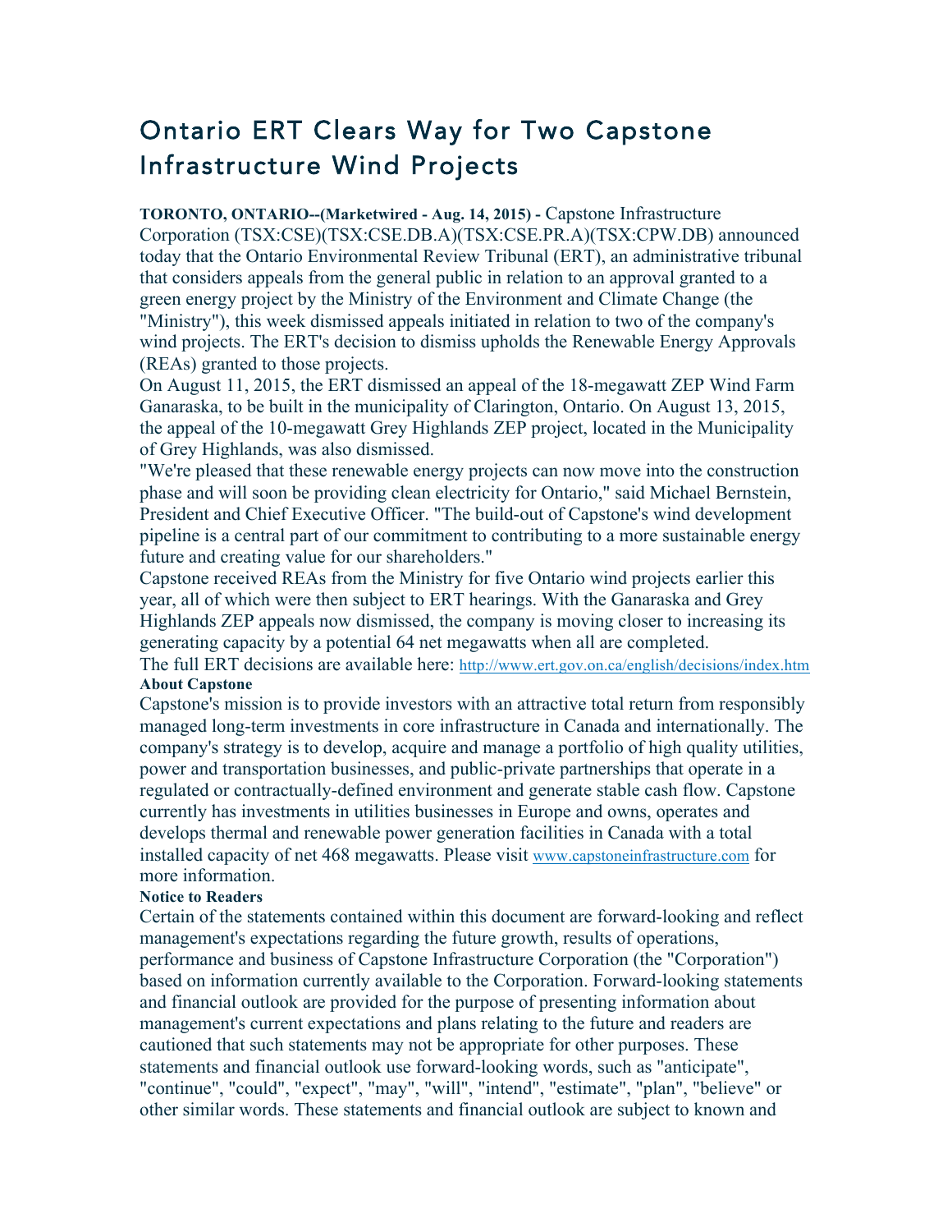# Ontario ERT Clears Way for Two Capstone Infrastructure Wind Projects

**TORONTO, ONTARIO--(Marketwired - Aug. 14, 2015) -** Capstone Infrastructure Corporation (TSX:CSE)(TSX:CSE.DB.A)(TSX:CSE.PR.A)(TSX:CPW.DB) announced today that the Ontario Environmental Review Tribunal (ERT), an administrative tribunal that considers appeals from the general public in relation to an approval granted to a green energy project by the Ministry of the Environment and Climate Change (the "Ministry"), this week dismissed appeals initiated in relation to two of the company's wind projects. The ERT's decision to dismiss upholds the Renewable Energy Approvals (REAs) granted to those projects.

On August 11, 2015, the ERT dismissed an appeal of the 18-megawatt ZEP Wind Farm Ganaraska, to be built in the municipality of Clarington, Ontario. On August 13, 2015, the appeal of the 10-megawatt Grey Highlands ZEP project, located in the Municipality of Grey Highlands, was also dismissed.

"We're pleased that these renewable energy projects can now move into the construction phase and will soon be providing clean electricity for Ontario," said Michael Bernstein, President and Chief Executive Officer. "The build-out of Capstone's wind development pipeline is a central part of our commitment to contributing to a more sustainable energy future and creating value for our shareholders."

Capstone received REAs from the Ministry for five Ontario wind projects earlier this year, all of which were then subject to ERT hearings. With the Ganaraska and Grey Highlands ZEP appeals now dismissed, the company is moving closer to increasing its generating capacity by a potential 64 net megawatts when all are completed.

The full ERT decisions are available here: http://www.ert.gov.on.ca/english/decisions/index.htm

**About Capstone**

Capstone's mission is to provide investors with an attractive total return from responsibly managed long-term investments in core infrastructure in Canada and internationally. The company's strategy is to develop, acquire and manage a portfolio of high quality utilities, power and transportation businesses, and public-private partnerships that operate in a regulated or contractually-defined environment and generate stable cash flow. Capstone currently has investments in utilities businesses in Europe and owns, operates and develops thermal and renewable power generation facilities in Canada with a total installed capacity of net 468 megawatts. Please visit www.capstoneinfrastructure.com for more information.

**Notice to Readers**

Certain of the statements contained within this document are forward-looking and reflect management's expectations regarding the future growth, results of operations, performance and business of Capstone Infrastructure Corporation (the "Corporation") based on information currently available to the Corporation. Forward-looking statements and financial outlook are provided for the purpose of presenting information about management's current expectations and plans relating to the future and readers are cautioned that such statements may not be appropriate for other purposes. These statements and financial outlook use forward-looking words, such as "anticipate", "continue", "could", "expect", "may", "will", "intend", "estimate", "plan", "believe" or other similar words. These statements and financial outlook are subject to known and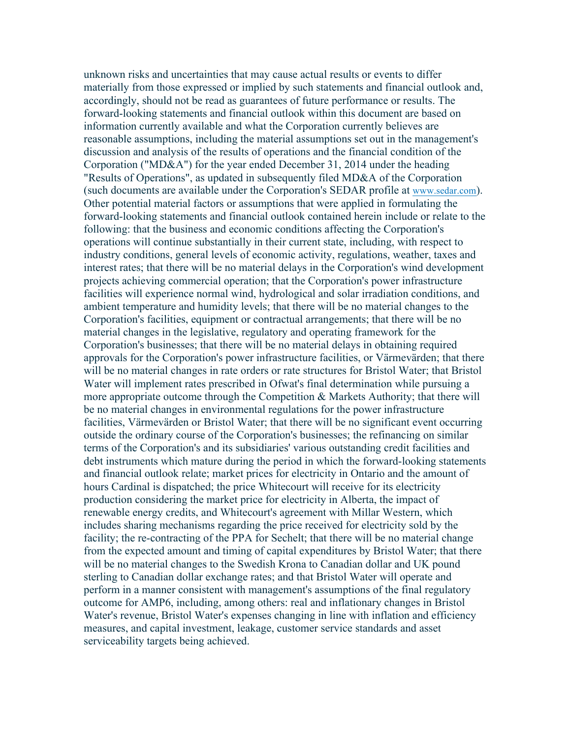unknown risks and uncertainties that may cause actual results or events to differ materially from those expressed or implied by such statements and financial outlook and, accordingly, should not be read as guarantees of future performance or results. The forward-looking statements and financial outlook within this document are based on information currently available and what the Corporation currently believes are reasonable assumptions, including the material assumptions set out in the management's discussion and analysis of the results of operations and the financial condition of the Corporation ("MD&A") for the year ended December 31, 2014 under the heading "Results of Operations", as updated in subsequently filed MD&A of the Corporation (such documents are available under the Corporation's SEDAR profile at www.sedar.com). Other potential material factors or assumptions that were applied in formulating the forward-looking statements and financial outlook contained herein include or relate to the following: that the business and economic conditions affecting the Corporation's operations will continue substantially in their current state, including, with respect to industry conditions, general levels of economic activity, regulations, weather, taxes and interest rates; that there will be no material delays in the Corporation's wind development projects achieving commercial operation; that the Corporation's power infrastructure facilities will experience normal wind, hydrological and solar irradiation conditions, and ambient temperature and humidity levels; that there will be no material changes to the Corporation's facilities, equipment or contractual arrangements; that there will be no material changes in the legislative, regulatory and operating framework for the Corporation's businesses; that there will be no material delays in obtaining required approvals for the Corporation's power infrastructure facilities, or Värmevärden; that there will be no material changes in rate orders or rate structures for Bristol Water; that Bristol Water will implement rates prescribed in Ofwat's final determination while pursuing a more appropriate outcome through the Competition & Markets Authority; that there will be no material changes in environmental regulations for the power infrastructure facilities, Värmevärden or Bristol Water; that there will be no significant event occurring outside the ordinary course of the Corporation's businesses; the refinancing on similar terms of the Corporation's and its subsidiaries' various outstanding credit facilities and debt instruments which mature during the period in which the forward-looking statements and financial outlook relate; market prices for electricity in Ontario and the amount of hours Cardinal is dispatched; the price Whitecourt will receive for its electricity production considering the market price for electricity in Alberta, the impact of renewable energy credits, and Whitecourt's agreement with Millar Western, which includes sharing mechanisms regarding the price received for electricity sold by the facility; the re-contracting of the PPA for Sechelt; that there will be no material change from the expected amount and timing of capital expenditures by Bristol Water; that there will be no material changes to the Swedish Krona to Canadian dollar and UK pound sterling to Canadian dollar exchange rates; and that Bristol Water will operate and perform in a manner consistent with management's assumptions of the final regulatory outcome for AMP6, including, among others: real and inflationary changes in Bristol Water's revenue, Bristol Water's expenses changing in line with inflation and efficiency measures, and capital investment, leakage, customer service standards and asset serviceability targets being achieved.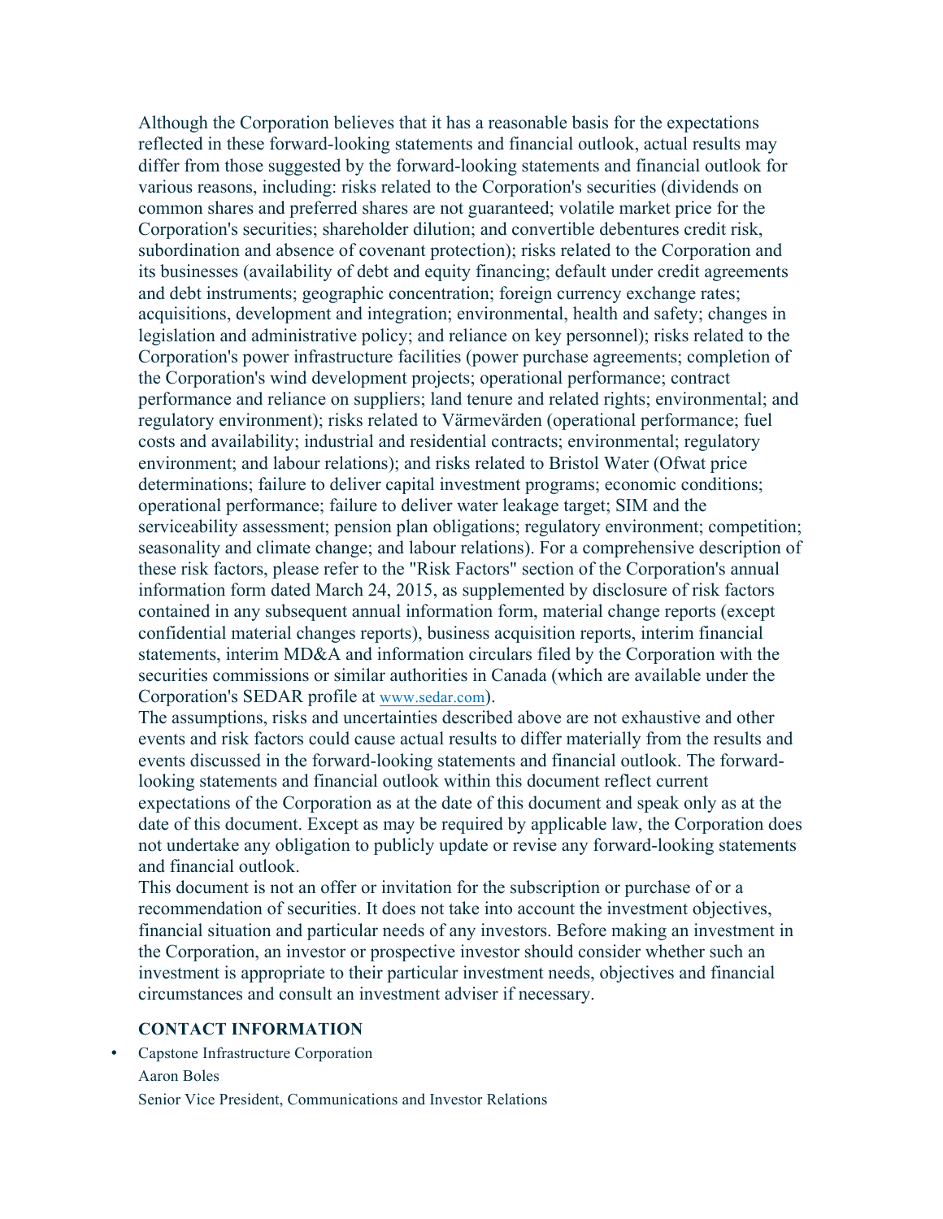Although the Corporation believes that it has a reasonable basis for the expectations reflected in these forward-looking statements and financial outlook, actual results may differ from those suggested by the forward-looking statements and financial outlook for various reasons, including: risks related to the Corporation's securities (dividends on common shares and preferred shares are not guaranteed; volatile market price for the Corporation's securities; shareholder dilution; and convertible debentures credit risk, subordination and absence of covenant protection); risks related to the Corporation and its businesses (availability of debt and equity financing; default under credit agreements and debt instruments; geographic concentration; foreign currency exchange rates; acquisitions, development and integration; environmental, health and safety; changes in legislation and administrative policy; and reliance on key personnel); risks related to the Corporation's power infrastructure facilities (power purchase agreements; completion of the Corporation's wind development projects; operational performance; contract performance and reliance on suppliers; land tenure and related rights; environmental; and regulatory environment); risks related to Värmevärden (operational performance; fuel costs and availability; industrial and residential contracts; environmental; regulatory environment; and labour relations); and risks related to Bristol Water (Ofwat price determinations; failure to deliver capital investment programs; economic conditions; operational performance; failure to deliver water leakage target; SIM and the serviceability assessment; pension plan obligations; regulatory environment; competition; seasonality and climate change; and labour relations). For a comprehensive description of these risk factors, please refer to the "Risk Factors" section of the Corporation's annual information form dated March 24, 2015, as supplemented by disclosure of risk factors contained in any subsequent annual information form, material change reports (except confidential material changes reports), business acquisition reports, interim financial statements, interim MD&A and information circulars filed by the Corporation with the securities commissions or similar authorities in Canada (which are available under the Corporation's SEDAR profile at www.sedar.com).

The assumptions, risks and uncertainties described above are not exhaustive and other events and risk factors could cause actual results to differ materially from the results and events discussed in the forward-looking statements and financial outlook. The forward-looking statements and financial outlook within this document reflect current expectations of the Corporation as at the date of this document and speak only as at the date of this document. Except as may be required by applicable law, the Corporation does not undertake any obligation to publicly update or revise any forward-looking statements and financial outlook.

This document is not an offer or invitation for the subscription or purchase of or a recommendation of securities. It does not take into account the investment objectives, financial situation and particular needs of any investors. Before making an investment in the Corporation, an investor or prospective investor should consider whether such an investment is appropriate to their particular investment needs, objectives and financial circumstances and consult an investment adviser if necessary.

### CONTACT INFORMATION

- Capstone Infrastructure Corporation
  Aaron Boles
  Senior Vice President, Communications and Investor Relations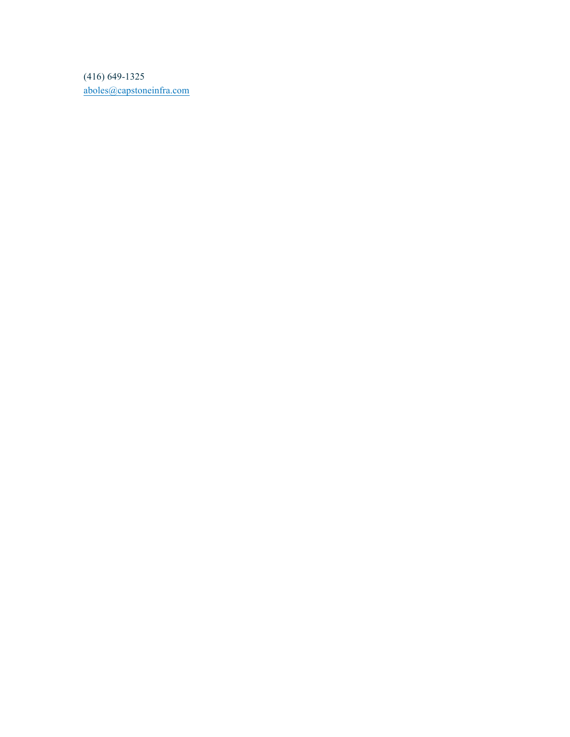(416) 649-1325
aboles@capstoneinfra.com